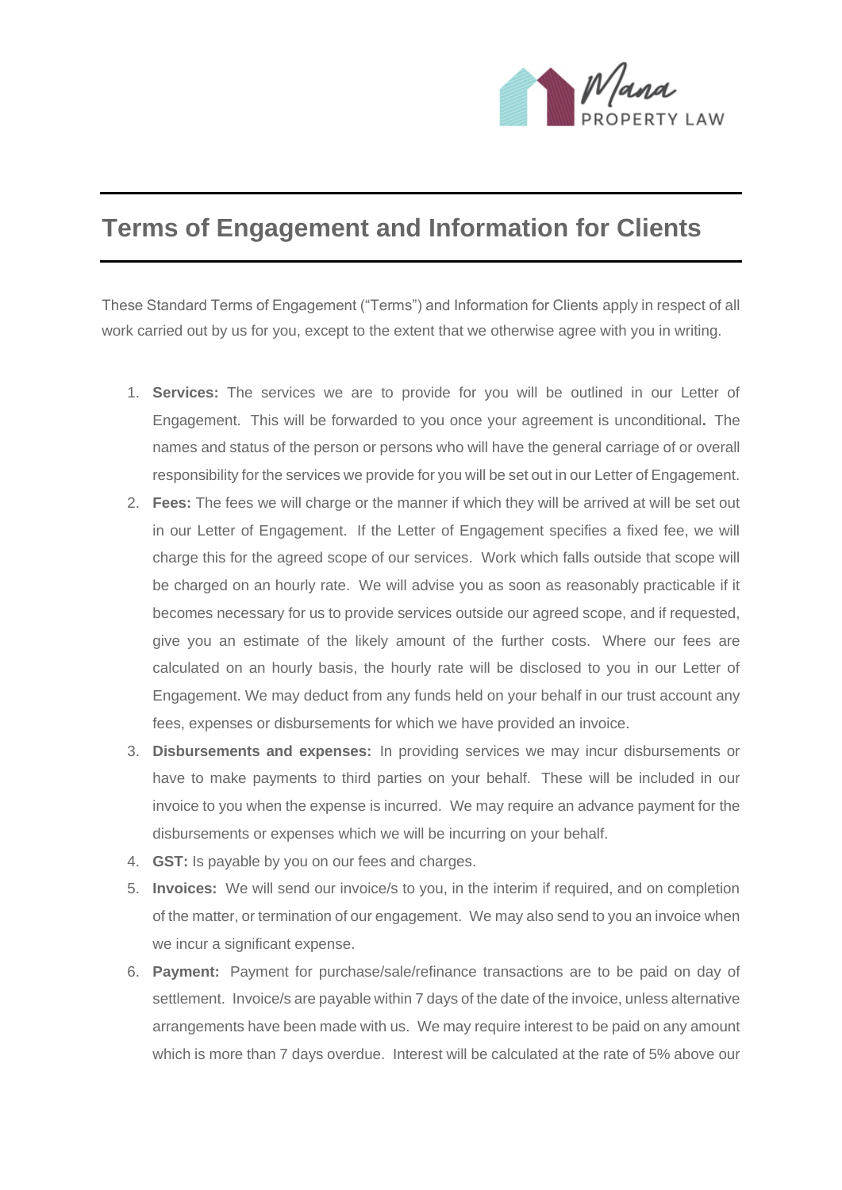Mana PROPERTY LAW

# Terms of Engagement and Information for Clients

These Standard Terms of Engagement ("Terms") and Information for Clients apply in respect of all work carried out by us for you, except to the extent that we otherwise agree with you in writing.

1. **Services:** The services we are to provide for you will be outlined in our Letter of Engagement. This will be forwarded to you once your agreement is unconditional**.** The names and status of the person or persons who will have the general carriage of or overall responsibility for the services we provide for you will be set out in our Letter of Engagement.
2. **Fees:** The fees we will charge or the manner if which they will be arrived at will be set out in our Letter of Engagement. If the Letter of Engagement specifies a fixed fee, we will charge this for the agreed scope of our services. Work which falls outside that scope will be charged on an hourly rate. We will advise you as soon as reasonably practicable if it becomes necessary for us to provide services outside our agreed scope, and if requested, give you an estimate of the likely amount of the further costs. Where our fees are calculated on an hourly basis, the hourly rate will be disclosed to you in our Letter of Engagement. We may deduct from any funds held on your behalf in our trust account any fees, expenses or disbursements for which we have provided an invoice.
3. **Disbursements and expenses:** In providing services we may incur disbursements or have to make payments to third parties on your behalf. These will be included in our invoice to you when the expense is incurred. We may require an advance payment for the disbursements or expenses which we will be incurring on your behalf.
4. **GST:** Is payable by you on our fees and charges.
5. **Invoices:** We will send our invoice/s to you, in the interim if required, and on completion of the matter, or termination of our engagement. We may also send to you an invoice when we incur a significant expense.
6. **Payment:** Payment for purchase/sale/refinance transactions are to be paid on day of settlement. Invoice/s are payable within 7 days of the date of the invoice, unless alternative arrangements have been made with us. We may require interest to be paid on any amount which is more than 7 days overdue. Interest will be calculated at the rate of 5% above our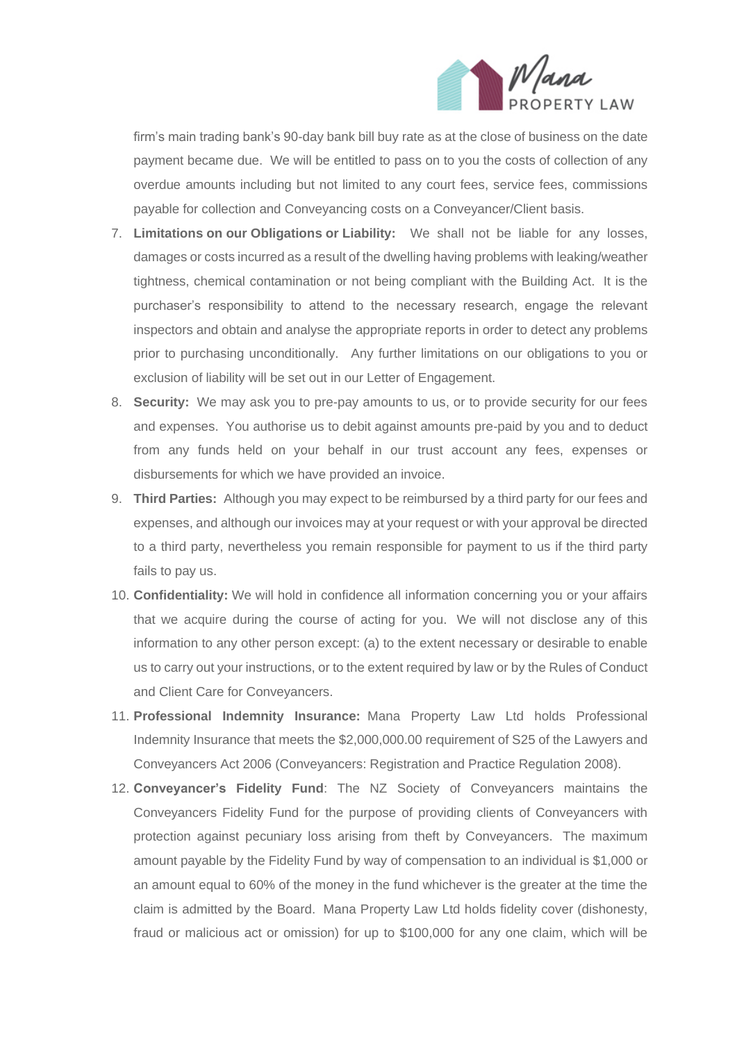firm's main trading bank's 90-day bank bill buy rate as at the close of business on the date payment became due. We will be entitled to pass on to you the costs of collection of any overdue amounts including but not limited to any court fees, service fees, commissions payable for collection and Conveyancing costs on a Conveyancer/Client basis.

7. **Limitations on our Obligations or Liability:** We shall not be liable for any losses, damages or costs incurred as a result of the dwelling having problems with leaking/weather tightness, chemical contamination or not being compliant with the Building Act. It is the purchaser's responsibility to attend to the necessary research, engage the relevant inspectors and obtain and analyse the appropriate reports in order to detect any problems prior to purchasing unconditionally. Any further limitations on our obligations to you or exclusion of liability will be set out in our Letter of Engagement.
8. **Security:** We may ask you to pre-pay amounts to us, or to provide security for our fees and expenses. You authorise us to debit against amounts pre-paid by you and to deduct from any funds held on your behalf in our trust account any fees, expenses or disbursements for which we have provided an invoice.
9. **Third Parties:** Although you may expect to be reimbursed by a third party for our fees and expenses, and although our invoices may at your request or with your approval be directed to a third party, nevertheless you remain responsible for payment to us if the third party fails to pay us.
10. **Confidentiality:** We will hold in confidence all information concerning you or your affairs that we acquire during the course of acting for you. We will not disclose any of this information to any other person except: (a) to the extent necessary or desirable to enable us to carry out your instructions, or to the extent required by law or by the Rules of Conduct and Client Care for Conveyancers.
11. **Professional Indemnity Insurance:** Mana Property Law Ltd holds Professional Indemnity Insurance that meets the $2,000,000.00 requirement of S25 of the Lawyers and Conveyancers Act 2006 (Conveyancers: Registration and Practice Regulation 2008).
12. **Conveyancer's Fidelity Fund**: The NZ Society of Conveyancers maintains the Conveyancers Fidelity Fund for the purpose of providing clients of Conveyancers with protection against pecuniary loss arising from theft by Conveyancers. The maximum amount payable by the Fidelity Fund by way of compensation to an individual is $1,000 or an amount equal to 60% of the money in the fund whichever is the greater at the time the claim is admitted by the Board. Mana Property Law Ltd holds fidelity cover (dishonesty, fraud or malicious act or omission) for up to $100,000 for any one claim, which will be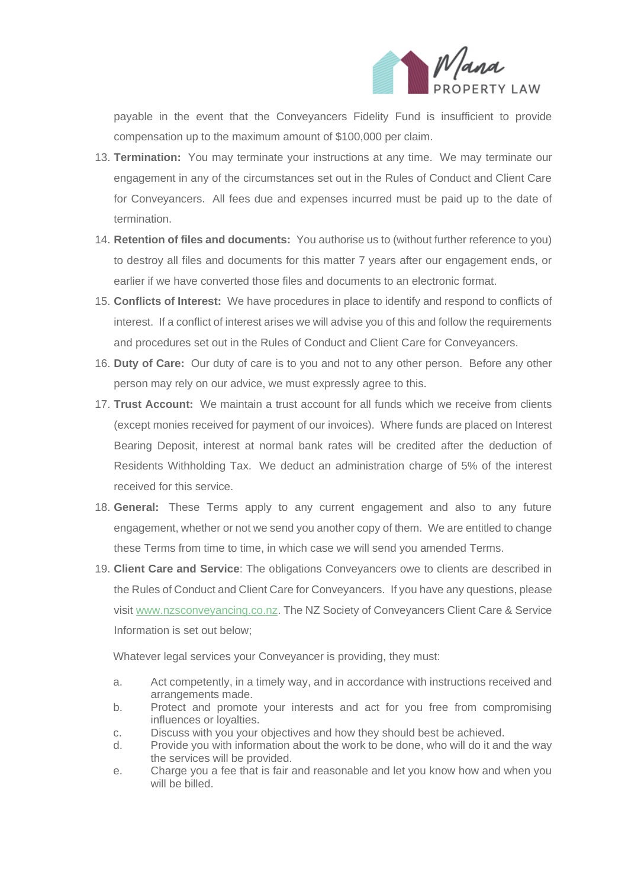payable in the event that the Conveyancers Fidelity Fund is insufficient to provide compensation up to the maximum amount of $100,000 per claim.

13. **Termination:** You may terminate your instructions at any time. We may terminate our engagement in any of the circumstances set out in the Rules of Conduct and Client Care for Conveyancers. All fees due and expenses incurred must be paid up to the date of termination.
14. **Retention of files and documents:** You authorise us to (without further reference to you) to destroy all files and documents for this matter 7 years after our engagement ends, or earlier if we have converted those files and documents to an electronic format.
15. **Conflicts of Interest:** We have procedures in place to identify and respond to conflicts of interest. If a conflict of interest arises we will advise you of this and follow the requirements and procedures set out in the Rules of Conduct and Client Care for Conveyancers.
16. **Duty of Care:** Our duty of care is to you and not to any other person. Before any other person may rely on our advice, we must expressly agree to this.
17. **Trust Account:** We maintain a trust account for all funds which we receive from clients (except monies received for payment of our invoices). Where funds are placed on Interest Bearing Deposit, interest at normal bank rates will be credited after the deduction of Residents Withholding Tax. We deduct an administration charge of 5% of the interest received for this service.
18. **General:** These Terms apply to any current engagement and also to any future engagement, whether or not we send you another copy of them. We are entitled to change these Terms from time to time, in which case we will send you amended Terms.
19. **Client Care and Service**: The obligations Conveyancers owe to clients are described in the Rules of Conduct and Client Care for Conveyancers. If you have any questions, please visit www.nzsconveyancing.co.nz. The NZ Society of Conveyancers Client Care & Service Information is set out below;

    Whatever legal services your Conveyancer is providing, they must:

    a. Act competently, in a timely way, and in accordance with instructions received and arrangements made.
    b. Protect and promote your interests and act for you free from compromising influences or loyalties.
    c. Discuss with you your objectives and how they should best be achieved.
    d. Provide you with information about the work to be done, who will do it and the way the services will be provided.
    e. Charge you a fee that is fair and reasonable and let you know how and when you will be billed.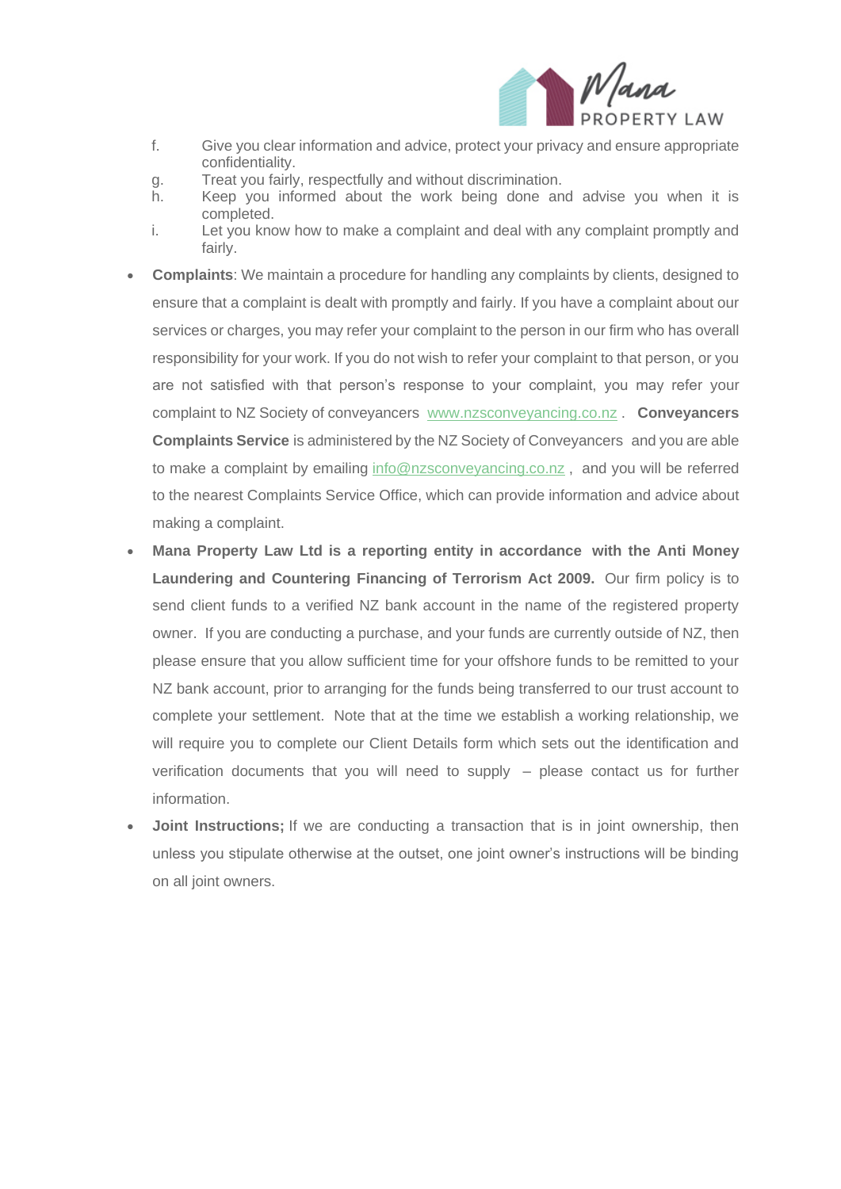f. Give you clear information and advice, protect your privacy and ensure appropriate confidentiality.
g. Treat you fairly, respectfully and without discrimination.
h. Keep you informed about the work being done and advise you when it is completed.
i. Let you know how to make a complaint and deal with any complaint promptly and fairly.

- **Complaints**: We maintain a procedure for handling any complaints by clients, designed to ensure that a complaint is dealt with promptly and fairly. If you have a complaint about our services or charges, you may refer your complaint to the person in our firm who has overall responsibility for your work. If you do not wish to refer your complaint to that person, or you are not satisfied with that person's response to your complaint, you may refer your complaint to NZ Society of conveyancers www.nzsconveyancing.co.nz . **Conveyancers Complaints Service** is administered by the NZ Society of Conveyancers and you are able to make a complaint by emailing info@nzsconveyancing.co.nz , and you will be referred to the nearest Complaints Service Office, which can provide information and advice about making a complaint.
- **Mana Property Law Ltd is a reporting entity in accordance with the Anti Money Laundering and Countering Financing of Terrorism Act 2009.** Our firm policy is to send client funds to a verified NZ bank account in the name of the registered property owner. If you are conducting a purchase, and your funds are currently outside of NZ, then please ensure that you allow sufficient time for your offshore funds to be remitted to your NZ bank account, prior to arranging for the funds being transferred to our trust account to complete your settlement. Note that at the time we establish a working relationship, we will require you to complete our Client Details form which sets out the identification and verification documents that you will need to supply – please contact us for further information.
- **Joint Instructions;** If we are conducting a transaction that is in joint ownership, then unless you stipulate otherwise at the outset, one joint owner's instructions will be binding on all joint owners.